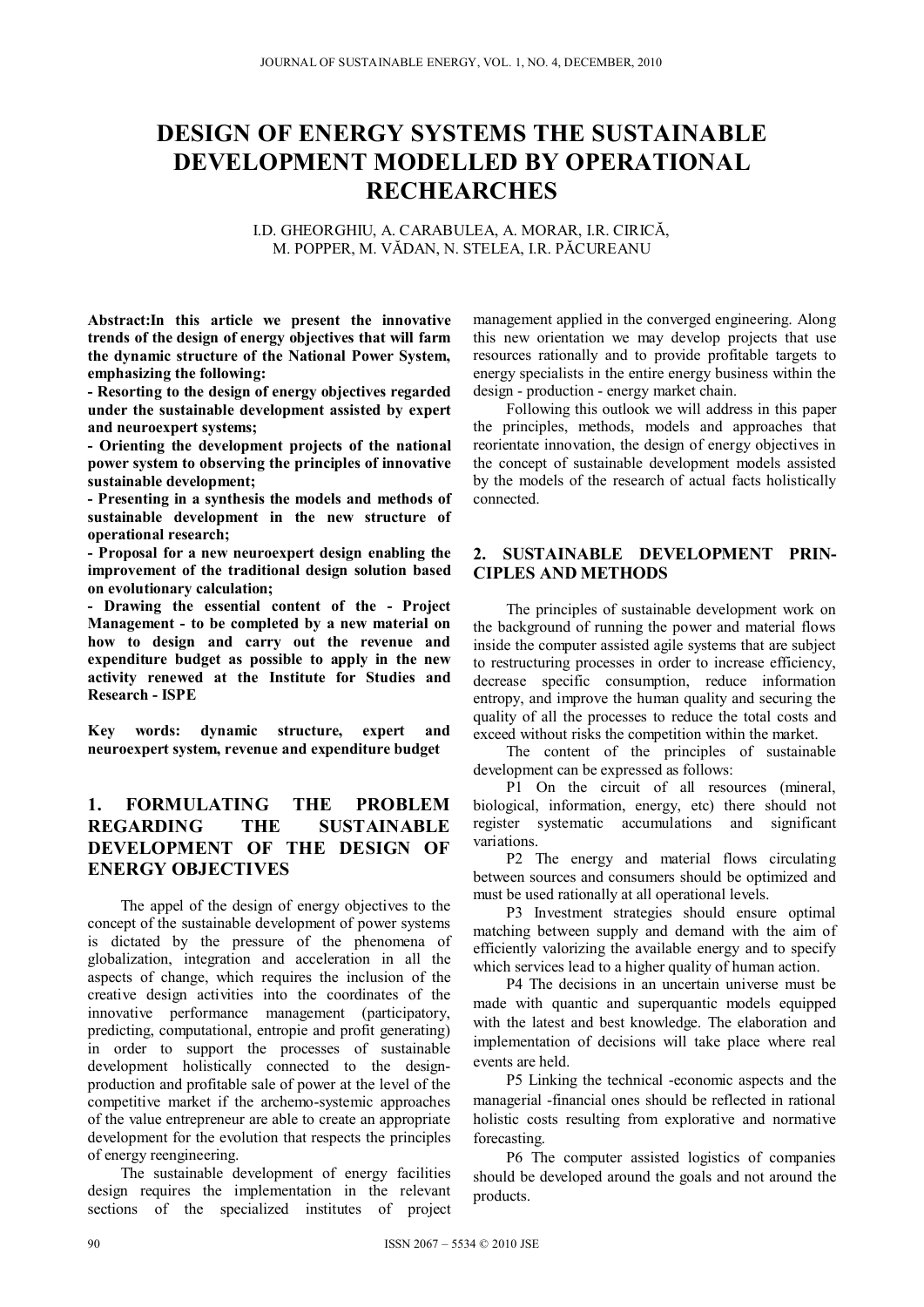# DESIGN OF ENERGY SYSTEMS THE SUSTAINABLE DEVELOPMENT MODELLED BY OPERATIONAL RECHEARCHES

I.D. GHEORGHIU, A. CARABULEA, A. MORAR, I.R. CIRICĂ, M. POPPER, M. VĂDAN, N. STELEA, I.R. PĂCUREANU

**Abstract:In this article we present the innovative trends of the design of energy objectives that will farm the dynamic structure of the National Power System, emphasizing the following:**

**- Resorting to the design of energy objectives regarded under the sustainable development assisted by expert and neuroexpert systems;**

**- Orienting the development projects of the national power system to observing the principles of innovative sustainable development;**

**- Presenting in a synthesis the models and methods of sustainable development in the new structure of operational research;**

**- Proposal for a new neuroexpert design enabling the improvement of the traditional design solution based on evolutionary calculation;**

**- Drawing the essential content of the - Project Management - to be completed by a new material on how to design and carry out the revenue and expenditure budget as possible to apply in the new activity renewed at the Institute for Studies and Research - ISPE**

**Key words: dynamic structure, expert and neuroexpert system, revenue and expenditure budget**

## 1. FORMULATING THE PROBLEM REGARDING THE SUSTAINABLE DEVELOPMENT OF THE DESIGN OF ENERGY OBJECTIVES

The appel of the design of energy objectives to the concept of the sustainable development of power systems is dictated by the pressure of the phenomena of globalization, integration and acceleration in all the aspects of change, which requires the inclusion of the creative design activities into the coordinates of the innovative performance management (participatory, predicting, computational, entropie and profit generating) in order to support the processes of sustainable development holistically connected to the design-production and profitable sale of power at the level of the competitive market if the archemo-systemic approaches of the value entrepreneur are able to create an appropriate development for the evolution that respects the principles of energy reengineering.

The sustainable development of energy facilities design requires the implementation in the relevant sections of the specialized institutes of project management applied in the converged engineering. Along this new orientation we may develop projects that use resources rationally and to provide profitable targets to energy specialists in the entire energy business within the design - production - energy market chain.

Following this outlook we will address in this paper the principles, methods, models and approaches that reorientate innovation, the design of energy objectives in the concept of sustainable development models assisted by the models of the research of actual facts holistically connected.

## 2. SUSTAINABLE DEVELOPMENT PRINCIPLES AND METHODS

The principles of sustainable development work on the background of running the power and material flows inside the computer assisted agile systems that are subject to restructuring processes in order to increase efficiency, decrease specific consumption, reduce information entropy, and improve the human quality and securing the quality of all the processes to reduce the total costs and exceed without risks the competition within the market.

The content of the principles of sustainable development can be expressed as follows:

P1 On the circuit of all resources (mineral, biological, information, energy, etc) there should not register systematic accumulations and significant variations.

P2 The energy and material flows circulating between sources and consumers should be optimized and must be used rationally at all operational levels.

P3 Investment strategies should ensure optimal matching between supply and demand with the aim of efficiently valorizing the available energy and to specify which services lead to a higher quality of human action.

P4 The decisions in an uncertain universe must be made with quantic and superquantic models equipped with the latest and best knowledge. The elaboration and implementation of decisions will take place where real events are held.

P5 Linking the technical -economic aspects and the managerial -financial ones should be reflected in rational holistic costs resulting from explorative and normative forecasting.

P6 The computer assisted logistics of companies should be developed around the goals and not around the products.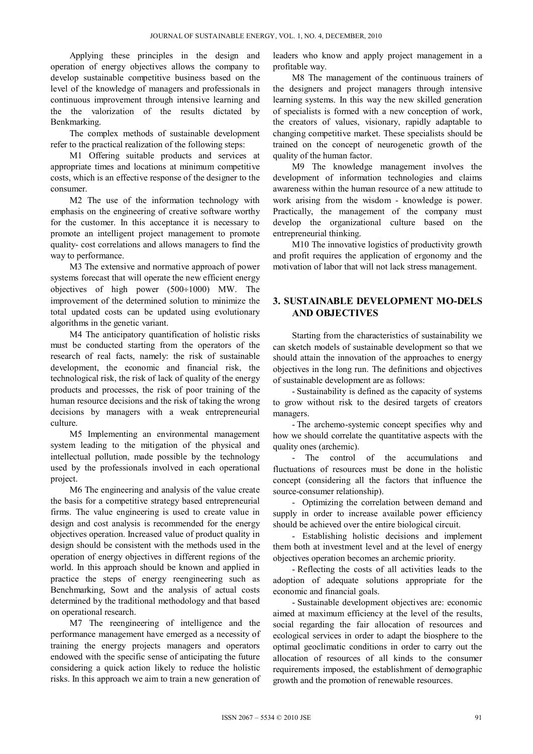Applying these principles in the design and operation of energy objectives allows the company to develop sustainable competitive business based on the level of the knowledge of managers and professionals in continuous improvement through intensive learning and the the valorization of the results dictated by Benkmarking.

The complex methods of sustainable development refer to the practical realization of the following steps:

M1 Offering suitable products and services at appropriate times and locations at minimum competitive costs, which is an effective response of the designer to the consumer.

M2 The use of the information technology with emphasis on the engineering of creative software worthy for the customer. In this acceptance it is necessary to promote an intelligent project management to promote quality- cost correlations and allows managers to find the way to performance.

M3 The extensive and normative approach of power systems forecast that will operate the new efficient energy objectives of high power (500÷1000) MW. The improvement of the determined solution to minimize the total updated costs can be updated using evolutionary algorithms in the genetic variant.

M4 The anticipatory quantification of holistic risks must be conducted starting from the operators of the research of real facts, namely: the risk of sustainable development, the economic and financial risk, the technological risk, the risk of lack of quality of the energy products and processes, the risk of poor training of the human resource decisions and the risk of taking the wrong decisions by managers with a weak entrepreneurial culture.

M5 Implementing an environmental management system leading to the mitigation of the physical and intellectual pollution, made possible by the technology used by the professionals involved in each operational project.

M6 The engineering and analysis of the value create the basis for a competitive strategy based entrepreneurial firms. The value engineering is used to create value in design and cost analysis is recommended for the energy objectives operation. Increased value of product quality in design should be consistent with the methods used in the operation of energy objectives in different regions of the world. In this approach should be known and applied in practice the steps of energy reengineering such as Benchmarking, Sowt and the analysis of actual costs determined by the traditional methodology and that based on operational research.

M7 The reengineering of intelligence and the performance management have emerged as a necessity of training the energy projects managers and operators endowed with the specific sense of anticipating the future considering a quick action likely to reduce the holistic risks. In this approach we aim to train a new generation of leaders who know and apply project management in a profitable way.

M8 The management of the continuous trainers of the designers and project managers through intensive learning systems. In this way the new skilled generation of specialists is formed with a new conception of work, the creators of values, visionary, rapidly adaptable to changing competitive market. These specialists should be trained on the concept of neurogenetic growth of the quality of the human factor.

M9 The knowledge management involves the development of information technologies and claims awareness within the human resource of a new attitude to work arising from the wisdom - knowledge is power. Practically, the management of the company must develop the organizational culture based on the entrepreneurial thinking.

M10 The innovative logistics of productivity growth and profit requires the application of ergonomy and the motivation of labor that will not lack stress management.

## 3. SUSTAINABLE DEVELOPMENT MO-DELS AND OBJECTIVES

Starting from the characteristics of sustainability we can sketch models of sustainable development so that we should attain the innovation of the approaches to energy objectives in the long run. The definitions and objectives of sustainable development are as follows:

- Sustainability is defined as the capacity of systems to grow without risk to the desired targets of creators managers.
- The archemo-systemic concept specifies why and how we should correlate the quantitative aspects with the quality ones (archemic).
- The control of the accumulations and fluctuations of resources must be done in the holistic concept (considering all the factors that influence the source-consumer relationship).
- Optimizing the correlation between demand and supply in order to increase available power efficiency should be achieved over the entire biological circuit.
- Establishing holistic decisions and implement them both at investment level and at the level of energy objectives operation becomes an archemic priority.
- Reflecting the costs of all activities leads to the adoption of adequate solutions appropriate for the economic and financial goals.
- Sustainable development objectives are: economic aimed at maximum efficiency at the level of the results, social regarding the fair allocation of resources and ecological services in order to adapt the biosphere to the optimal geoclimatic conditions in order to carry out the allocation of resources of all kinds to the consumer requirements imposed, the establishment of demographic growth and the promotion of renewable resources.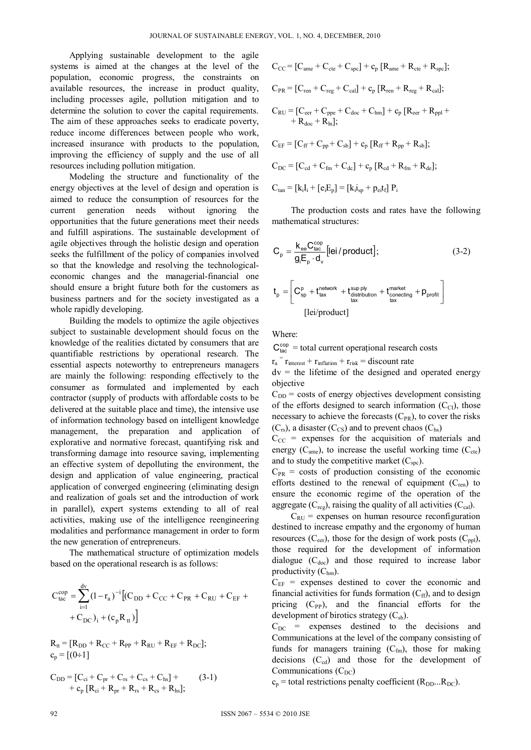Applying sustainable development to the agile systems is aimed at the changes at the level of the population, economic progress, the constraints on available resources, the increase in product quality, including processes agile, pollution mitigation and to determine the solution to cover the capital requirements. The aim of these approaches seeks to eradicate poverty, reduce income differences between people who work, increased insurance with products to the population, improving the efficiency of supply and the use of all resources including pollution mitigation.

Modeling the structure and functionality of the energy objectives at the level of design and operation is aimed to reduce the consumption of resources for the current generation needs without ignoring the opportunities that the future generations meet their needs and fulfill aspirations. The sustainable development of agile objectives through the holistic design and operation seeks the fulfillment of the policy of companies involved so that the knowledge and resolving the technological-economic changes and the managerial-financial one should ensure a bright future both for the customers as business partners and for the society investigated as a whole rapidly developing.

Building the models to optimize the agile objectives subject to sustainable development should focus on the knowledge of the realities dictated by consumers that are quantifiable restrictions by operational research. The essential aspects noteworthy to entrepreneurs managers are mainly the following: responding effectively to the consumer as formulated and implemented by each contractor (supply of products with affordable costs to be delivered at the suitable place and time), the intensive use of information technology based on intelligent knowledge management, the preparation and application of explorative and normative forecast, quantifying risk and transforming damage into resource saving, implementing an effective system of depolluting the environment, the design and application of value engineering, practical application of converged engineering (eliminating design and realization of goals set and the introduction of work in parallel), expert systems extending to all of real activities, making use of the intelligence reengineering modalities and performance management in order to form the new generation of entrepreneurs.

The mathematical structure of optimization models based on the operational research is as follows:

$$C_{tac}^{cop} = \sum_{i=1}^{dv} (1 - r_a)^{-i} \left[ (C_{DD} + C_{CC} + C_{PR} + C_{RU} + C_{EF} + C_{DC})_i + (c_p R_{tt}) \right]$$

$$R_{tt} = [R_{DD} + R_{CC} + R_{PP} + R_{RU} + R_{EF} + R_{DC}];$$

$$c_p = [(0 \div 1]$$

$$C_{DD} = [C_{ci} + C_{pr} + C_{rs} + C_{cs} + C_{hs}] + c_p [R_{ci} + R_{pr} + R_{rs} + R_{cs} + R_{hs}]; \qquad (3\text{-}1)$$

$$C_{CC} = [C_{ame} + C_{cte} + C_{spc}] + c_p [R_{ame} + R_{cte} + R_{spc}];$$

$$C_{PR} = [C_{ren} + C_{reg} + C_{cal}] + c_p [R_{ren} + R_{reg} + R_{cal}];$$

$$C_{RU} = [C_{eer} + C_{ppe} + C_{doc} + C_{hm}] + c_p [R_{eer} + R_{ppl} + R_{doc} + R_{ln}];$$

$$C_{EF} = [C_{ff} + C_{pp} + C_{sb}] + c_p [R_{ff} + R_{pp} + R_{sb}];$$

$$C_{DC} = [C_{cd} + C_{fm} + C_{dc}] + c_p [R_{cd} + R_{fm} + R_{de}];$$

$$C_{tan} = [k_i I_i + [e_i E_p] = [k_i i_{sp} + p_{ei} t_f] P_i$$

The production costs and rates have the following mathematical structures:

$$C_p = \frac{k_{ee} C_{tac}^{cop}}{g_i E_p \cdot d_v} [\text{lei / product}]; \qquad (3\text{-}2)$$

$$t_p = \left[ C_{sp}^{p} + t_{tax}^{network} + t_{\substack{distribution \\ tax}}^{supply} + t_{\substack{conecting \\ tax}}^{market} + p_{profit} \right] \text{[lei/product]}$$

Where:

$C_{tac}^{cop}$ = total current operaţional research costs

$r_a = r_{interest} + r_{inflation} + r_{risk}$ = discount rate

dv = the lifetime of the designed and operated energy objective

$C_{DD}$ = costs of energy objectives development consisting of the efforts designed to search information ($C_{CI}$), those necessary to achieve the forecasts ($C_{PR}$), to cover the risks ($C_{rs}$), a disaster ($C_{CS}$) and to prevent chaos ($C_{hs}$)

$C_{CC}$ = expenses for the acquisition of materials and energy ($C_{ame}$), to increase the useful working time ($C_{cte}$) and to study the competitive market ($C_{spc}$).

$C_{PR}$ = costs of production consisting of the economic efforts destined to the renewal of equipment ($C_{ren}$) to ensure the economic regime of the operation of the aggregate ($C_{reg}$), raising the quality of all activities ($C_{cal}$).

$C_{RU}$ = expenses on human resource reconfiguration destined to increase empathy and the ergonomy of human resources ($C_{eer}$), those for the design of work posts ($C_{ppl}$), those required for the development of information dialogue ($C_{doc}$) and those required to increase labor productivity ($C_{hm}$).

$C_{EF}$ = expenses destined to cover the economic and financial activities for funds formation ($C_{ff}$), and to design pricing ($C_{PP}$), and the financial efforts for the development of birotics strategy ($C_{sb}$).

$C_{DC}$ = expenses destined to the decisions and Communications at the level of the company consisting of funds for managers training ($C_{fm}$), those for making decisions ($C_{cd}$) and those for the development of Communications ($C_{DC}$)

$c_p$ = total restrictions penalty coefficient ($R_{DD}$...$R_{DC}$).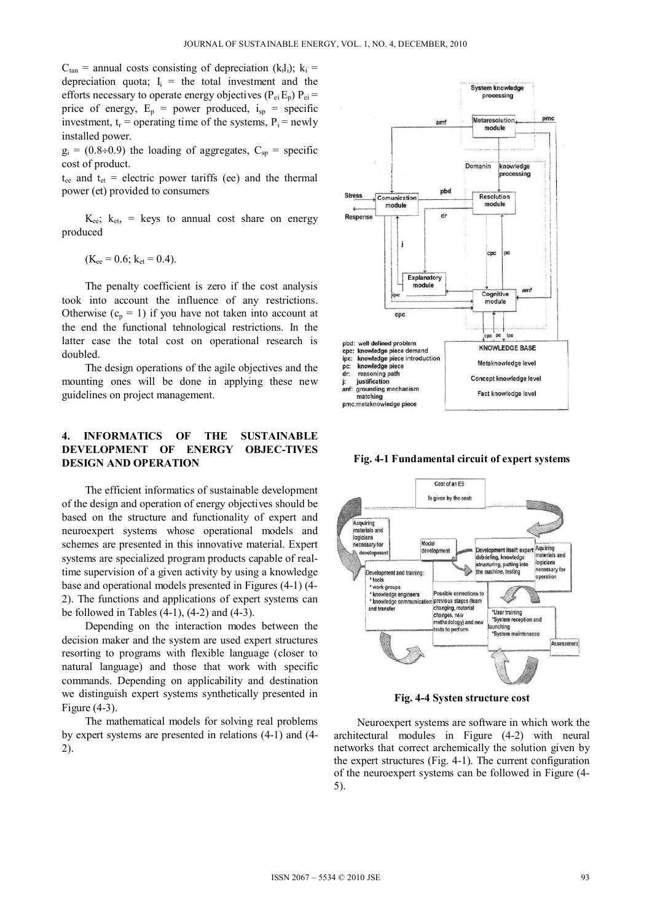$C_{tan}$ = annual costs consisting of depreciation ($k_i l_i$); $k_i$ = depreciation quota; $I_i$ = the total investment and the efforts necessary to operate energy objectives ($P_{ei} E_p$) $P_{ei}$ = price of energy, $E_p$ = power produced, $i_{sp}$ = specific investment, $t_r$ = operating time of the systems, $P_i$ = newly installed power.

$g_i$ = (0.8÷0.9) the loading of aggregates, $C_{sp}$ = specific cost of product.

$t_{ee}$ and $t_{et}$ = electric power tariffs (ee) and the thermal power (et) provided to consumers

$K_{ee}$; $k_{et}$, = keys to annual cost share on energy produced

($K_{ee}$ = 0.6; $k_{et}$ = 0.4).

The penalty coefficient is zero if the cost analysis took into account the influence of any restrictions. Otherwise ($c_p$ = 1) if you have not taken into account at the end the functional tehnological restrictions. In the latter case the total cost on operational research is doubled.

The design operations of the agile objectives and the mounting ones will be done in applying these new guidelines on project management.

## 4. INFORMATICS OF THE SUSTAINABLE DEVELOPMENT OF ENERGY OBJEC-TIVES DESIGN AND OPERATION

The efficient informatics of sustainable development of the design and operation of energy objectives should be based on the structure and functionality of expert and neuroexpert systems whose operational models and schemes are presented in this innovative material. Expert systems are specialized program products capable of real-time supervision of a given activity by using a knowledge base and operational models presented in Figures (4-1) (4-2). The functions and applications of expert systems can be followed in Tables (4-1), (4-2) and (4-3).

Depending on the interaction modes between the decision maker and the system are used expert structures resorting to programs with flexible language (closer to natural language) and those that work with specific commands. Depending on applicability and destination we distinguish expert systems synthetically presented in Figure (4-3).

The mathematical models for solving real problems by expert systems are presented in relations (4-1) and (4-2).

**Fig. 4-1 Fundamental circuit of expert systems**

**Fig. 4-4 Systen structure cost**

Neuroexpert systems are software in which work the architectural modules in Figure (4-2) with neural networks that correct archemically the solution given by the expert structures (Fig. 4-1). The current configuration of the neuroexpert systems can be followed in Figure (4-5).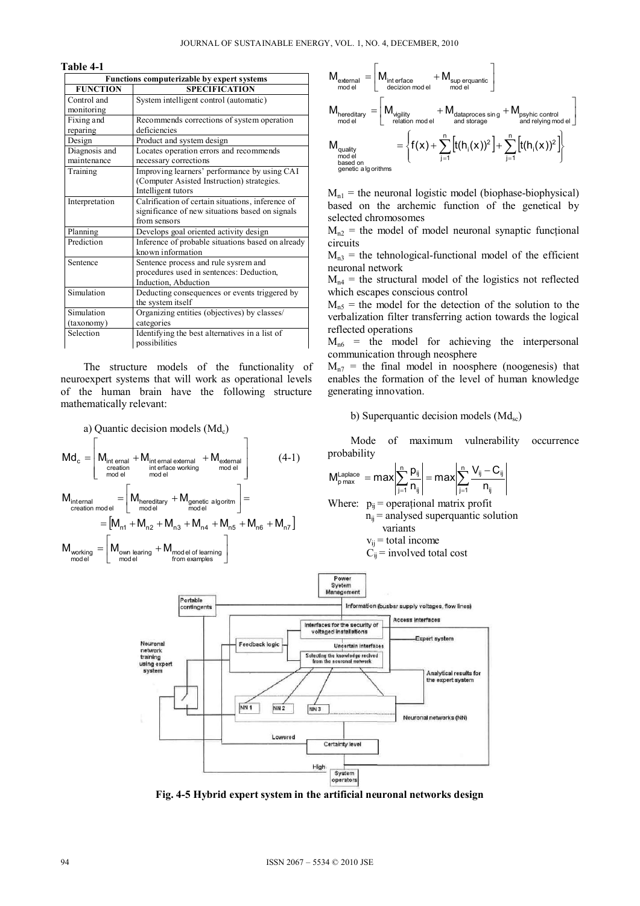**Table 4-1**

| Functions computerizable by expert systems | |
|---|---|
| **FUNCTION** | **SPECIFICATION** |
| Control and monitoring | System intelligent control (automatic) |
| Fixing and reparing | Recommends corrections of system operation deficiencies |
| Design | Product and system design |
| Diagnosis and maintenance | Locates operation errors and recommends necessary corrections |
| Training | Improving learners' performance by using CAI (Computer Asisted Instruction) strategies. Intelligent tutors |
| Interpretation | Calrification of certain situations, inference of significance of new situations based on signals from sensors |
| Planning | Develops goal oriented activity design |
| Prediction | Inference of probable situations based on already known information |
| Sentence | Sentence process and rule sysrem and procedures used in sentences: Deduction, Induction, Abduction |
| Simulation | Deducting consequences or events triggered by the system itself |
| Simulation (taxonomy) | Organizing entities (objectives) by classes/ categories |
| Selection | Identifying the best alternatives in a list of possibilities |

The structure models of the functionality of neuroexpert systems that will work as operational levels of the human brain have the following structure mathematically relevant:

a) Quantic decision models ($Md_c$)

$$Md_c = \left[ M_{\substack{\text{int ernal} \\ \text{creation} \\ \text{mod el}}} + M_{\substack{\text{int ernal external} \\ \text{int erface working} \\ \text{mod el}}} + M_{\substack{\text{external} \\ \text{mod el}}} \right] \qquad (4\text{-}1)$$

$$M_{\substack{\text{internal} \\ \text{creation mod el}}} = \left[ M_{\substack{\text{hereditary} \\ \text{mod el}}} + M_{\substack{\text{genetic algoritm} \\ \text{model}}} \right] = \left[ M_{n1} + M_{n2} + M_{n3} + M_{n4} + M_{n5} + M_{n6} + M_{n7} \right]$$

$$M_{\substack{\text{working} \\ \text{mod el}}} = \left[ M_{\substack{\text{own learing} \\ \text{mod el}}} + M_{\substack{\text{mod el of learning} \\ \text{from examples}}} \right]$$

$$M_{\substack{\text{external} \\ \text{mod el}}} = \left[ M_{\substack{\text{int erface} \\ \text{decizion mod el}}} + M_{\substack{\text{sup erquantic} \\ \text{mod el}}} \right]$$

$$M_{\substack{\text{hereditary} \\ \text{mod el}}} = \left[ M_{\substack{\text{vigility} \\ \text{relation mod el}}} + M_{\substack{\text{dataproces sin g} \\ \text{and storage}}} + M_{\substack{\text{psyhic control} \\ \text{and relying mod el}}} \right]$$

$$M_{\substack{\text{quality} \\ \text{mod el} \\ \text{based on} \\ \text{genetic a lg orithms}}} = \left\{ f(x) + \sum_{j=1}^{n} \left[ t(h_i(x))^2 \right] + \sum_{j=1}^{n} \left[ t(h_i(x))^2 \right] \right\}$$

$M_{n1}$ = the neuronal logistic model (biophase-biophysical) based on the archemic function of the genetical by selected chromosomes

$M_{n2}$ = the model of model neuronal synaptic functional circuits

$M_{n3}$ = the tehnological-functional model of the efficient neuronal network

$M_{n4}$ = the structural model of the logistics not reflected which escapes conscious control

$M_{n5}$ = the model for the detection of the solution to the verbalization filter transferring action towards the logical reflected operations

$M_{n6}$ = the model for achieving the interpersonal communication through neosphere

$M_{n7}$ = the final model in noosphere (noogenesis) that enables the formation of the level of human knowledge generating innovation.

b) Superquantic decision models ($Md_{sc}$)

Mode of maximum vulnerability occurrence probability

$$M^{\text{Laplace}}_{p\max} = \max\left| \sum_{j=1}^{n} \frac{p_{ij}}{n_{ij}} \right| = \max\left| \sum_{j=1}^{n} \frac{V_{ij} - C_{ij}}{n_{ij}} \right|$$

Where: $p_{ij}$ = operaţional matrix profit
$n_{ij}$ = analysed superquantic solution variants
$v_{ij}$ = total income
$C_{ij}$ = involved total cost

**Fig. 4-5 Hybrid expert system in the artificial neuronal networks design**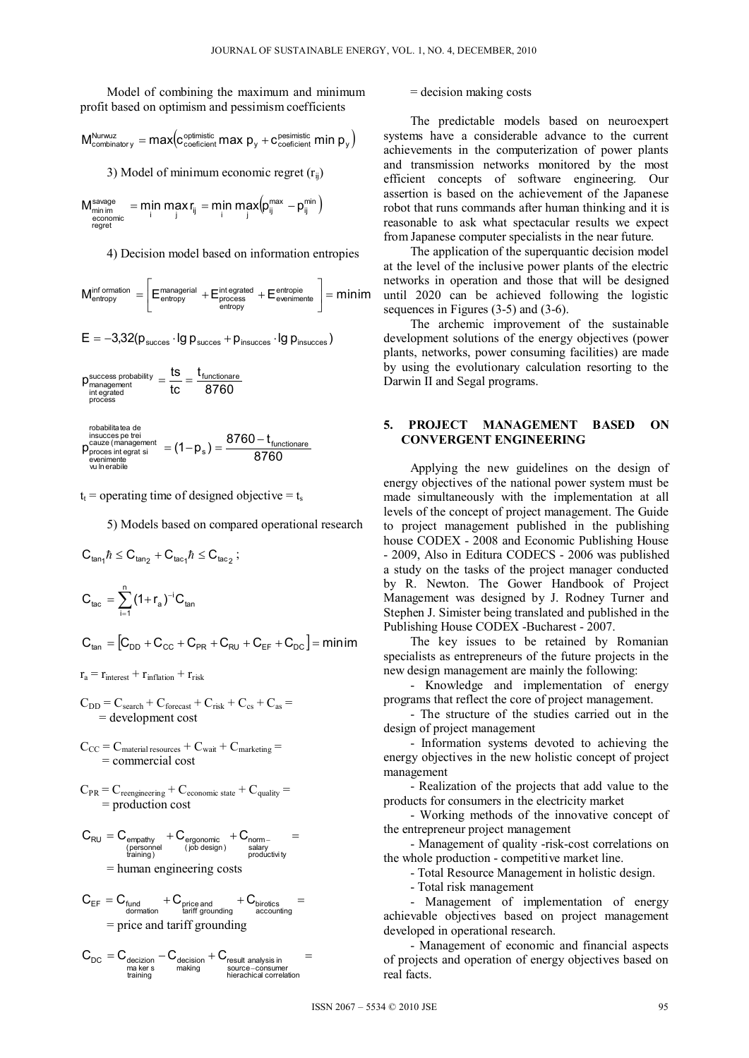Model of combining the maximum and minimum profit based on optimism and pessimism coefficients

$$M_{combinatory}^{Nurwuz} = \max\left(c_{coeficient}^{optimistic} \max p_y + c_{coeficient}^{pesimistic} \min p_y\right)$$

3) Model of minimum economic regret ($r_{ij}$)

$$M_{\substack{min\,im \\ economic \\ regret}}^{savage} = \min_i \max_j r_{ij} = \min_i \max_j \left(p_{ij}^{max} - p_{ij}^{min}\right)$$

4) Decision model based on information entropies

$$M_{entropy}^{inf\,ormation} = \left[E_{entropy}^{managerial} + E_{\substack{process \\ entropy}}^{int\,egrated} + E_{evenimente}^{entropie}\right] = minim$$

$$E = -3{,}32(p_{succes} \cdot \lg p_{succes} + p_{insucces} \cdot \lg p_{insucces})$$

$$p_{\substack{management \\ int\,egrated \\ process}}^{success\ probability} = \frac{ts}{tc} = \frac{t_{functionare}}{8760}$$

$$p_{\substack{robabilitatea\ de \\ insucces\ pe\ trei \\ cauze\ (management \\ proces\ integrat\ si \\ evenimente \\ vulnerabile}} = (1 - p_s) = \frac{8760 - t_{functionare}}{8760}$$

$t_t$ = operating time of designed objective = $t_s$

5) Models based on compared operational research

$$C_{tan_1}\hbar \le C_{tan_2} + C_{tac_1}\hbar \le C_{tac_2};$$

$$C_{tac} = \sum_{i=1}^{n} (1 + r_a)^{-i} C_{tan}$$

$$C_{tan} = \left[C_{DD} + C_{CC} + C_{PR} + C_{RU} + C_{EF} + C_{DC}\right] = minim$$

$r_a = r_{interest} + r_{inflation} + r_{risk}$

$C_{DD} = C_{search} + C_{forecast} + C_{risk} + C_{cs} + C_{as}$ = development cost

$C_{CC} = C_{material\ resources} + C_{wait} + C_{marketing}$ = commercial cost

$C_{PR} = C_{reengineering} + C_{economic\ state} + C_{quality}$ = production cost

$$C_{RU} = C_{\substack{empathy \\ (personnel \\ training)}} + C_{\substack{ergonomic \\ (job\ design)}} + C_{\substack{norm- \\ salary \\ productivity}} =$$

= human engineering costs

$$C_{EF} = C_{\substack{fund \\ dormation}} + C_{\substack{price\ and \\ tariff\ grounding}} + C_{\substack{birotics \\ accounting}} =$$

= price and tariff grounding

$$C_{DC} = C_{\substack{decizion \\ makers \\ training}} - C_{\substack{decision \\ making}} + C_{\substack{result\ analysis\ in \\ source-consumer \\ hierachical\ correlation}} =$$

= decision making costs

The predictable models based on neuroexpert systems have a considerable advance to the current achievements in the computerization of power plants and transmission networks monitored by the most efficient concepts of software engineering. Our assertion is based on the achievement of the Japanese robot that runs commands after human thinking and it is reasonable to ask what spectacular results we expect from Japanese computer specialists in the near future.

The application of the superquantic decision model at the level of the inclusive power plants of the electric networks in operation and those that will be designed until 2020 can be achieved following the logistic sequences in Figures (3-5) and (3-6).

The archemic improvement of the sustainable development solutions of the energy objectives (power plants, networks, power consuming facilities) are made by using the evolutionary calculation resorting to the Darwin II and Segal programs.

## 5. PROJECT MANAGEMENT BASED ON CONVERGENT ENGINEERING

Applying the new guidelines on the design of energy objectives of the national power system must be made simultaneously with the implementation at all levels of the concept of project management. The Guide to project management published in the publishing house CODEX - 2008 and Economic Publishing House - 2009, Also in Editura CODECS - 2006 was published a study on the tasks of the project manager conducted by R. Newton. The Gower Handbook of Project Management was designed by J. Rodney Turner and Stephen J. Simister being translated and published in the Publishing House CODEX -Bucharest - 2007.

The key issues to be retained by Romanian specialists as entrepreneurs of the future projects in the new design management are mainly the following:

- Knowledge and implementation of energy programs that reflect the core of project management.
- The structure of the studies carried out in the design of project management
- Information systems devoted to achieving the energy objectives in the new holistic concept of project management
- Realization of the projects that add value to the products for consumers in the electricity market
- Working methods of the innovative concept of the entrepreneur project management
- Management of quality -risk-cost correlations on the whole production - competitive market line.
- Total Resource Management in holistic design.
- Total risk management
- Management of implementation of energy achievable objectives based on project management developed in operational research.
- Management of economic and financial aspects of projects and operation of energy objectives based on real facts.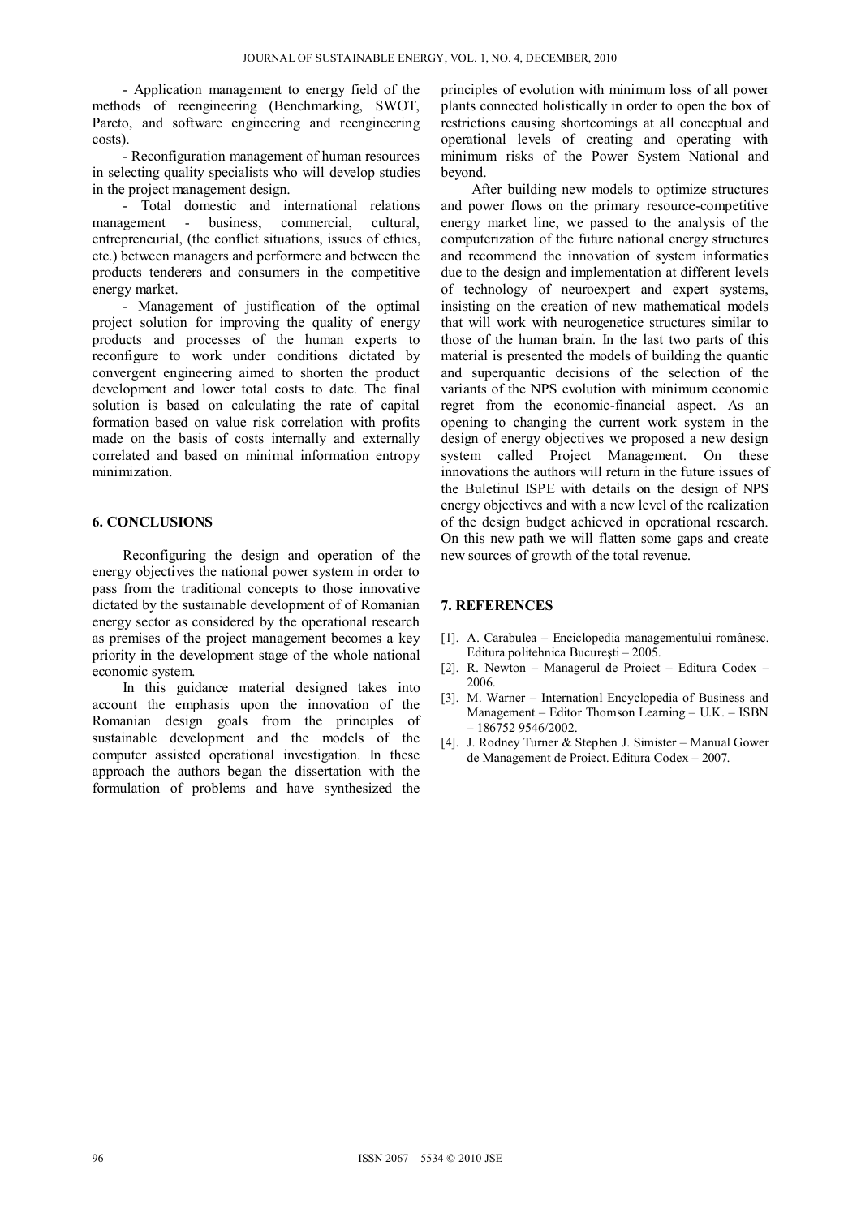- Application management to energy field of the methods of reengineering (Benchmarking, SWOT, Pareto, and software engineering and reengineering costs).

- Reconfiguration management of human resources in selecting quality specialists who will develop studies in the project management design.

- Total domestic and international relations management - business, commercial, cultural, entrepreneurial, (the conflict situations, issues of ethics, etc.) between managers and performere and between the products tenderers and consumers in the competitive energy market.

- Management of justification of the optimal project solution for improving the quality of energy products and processes of the human experts to reconfigure to work under conditions dictated by convergent engineering aimed to shorten the product development and lower total costs to date. The final solution is based on calculating the rate of capital formation based on value risk correlation with profits made on the basis of costs internally and externally correlated and based on minimal information entropy minimization.

## 6. CONCLUSIONS

Reconfiguring the design and operation of the energy objectives the national power system in order to pass from the traditional concepts to those innovative dictated by the sustainable development of of Romanian energy sector as considered by the operational research as premises of the project management becomes a key priority in the development stage of the whole national economic system.

In this guidance material designed takes into account the emphasis upon the innovation of the Romanian design goals from the principles of sustainable development and the models of the computer assisted operational investigation. In these approach the authors began the dissertation with the formulation of problems and have synthesized the principles of evolution with minimum loss of all power plants connected holistically in order to open the box of restrictions causing shortcomings at all conceptual and operational levels of creating and operating with minimum risks of the Power System National and beyond.

After building new models to optimize structures and power flows on the primary resource-competitive energy market line, we passed to the analysis of the computerization of the future national energy structures and recommend the innovation of system informatics due to the design and implementation at different levels of technology of neuroexpert and expert systems, insisting on the creation of new mathematical models that will work with neurogenetice structures similar to those of the human brain. In the last two parts of this material is presented the models of building the quantic and superquantic decisions of the selection of the variants of the NPS evolution with minimum economic regret from the economic-financial aspect. As an opening to changing the current work system in the design of energy objectives we proposed a new design system called Project Management. On these innovations the authors will return in the future issues of the Buletinul ISPE with details on the design of NPS energy objectives and with a new level of the realization of the design budget achieved in operational research. On this new path we will flatten some gaps and create new sources of growth of the total revenue.

## 7. REFERENCES

[1]. A. Carabulea – Enciclopedia managementului românesc. Editura politehnica București – 2005.

[2]. R. Newton – Managerul de Proiect – Editura Codex – 2006.

[3]. M. Warner – Internationl Encyclopedia of Business and Management – Editor Thomson Learning – U.K. – ISBN – 186752 9546/2002.

[4]. J. Rodney Turner & Stephen J. Simister – Manual Gower de Management de Proiect. Editura Codex – 2007.